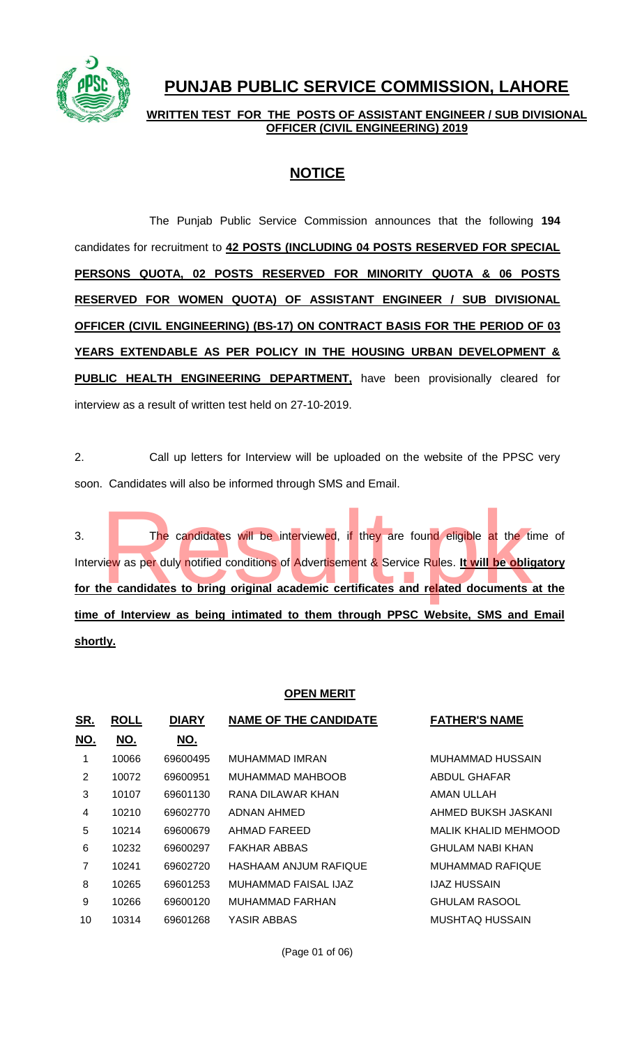# PUNJAB PUBLIC SERVICE COMMISSION, LAHORE

**WRITTEN TEST FOR THE POSTS OF ASSISTANT ENGINEER / SUB DIVISIONAL OFFICER (CIVIL ENGINEERING) 2019**

## NOTICE

The Punjab Public Service Commission announces that the following **194** candidates for recruitment to **42 POSTS (INCLUDING 04 POSTS RESERVED FOR SPECIAL PERSONS QUOTA, 02 POSTS RESERVED FOR MINORITY QUOTA & 06 POSTS RESERVED FOR WOMEN QUOTA) OF ASSISTANT ENGINEER / SUB DIVISIONAL OFFICER (CIVIL ENGINEERING) (BS-17) ON CONTRACT BASIS FOR THE PERIOD OF 03 YEARS EXTENDABLE AS PER POLICY IN THE HOUSING URBAN DEVELOPMENT & PUBLIC HEALTH ENGINEERING DEPARTMENT,** have been provisionally cleared for interview as a result of written test held on 27-10-2019.

2. Call up letters for Interview will be uploaded on the website of the PPSC very soon. Candidates will also be informed through SMS and Email.

3. The candidates will be interviewed, if they are found eligible at the time of Interview as per duly notified conditions of Advertisement & Service Rules. **It will be obligatory for the candidates to bring original academic certificates and related documents at the time of Interview as being intimated to them through PPSC Website, SMS and Email shortly.**

**OPEN MERIT**

| SR. NO. | ROLL NO. | DIARY NO. | NAME OF THE CANDIDATE | FATHER'S NAME |
|---|---|---|---|---|
| 1 | 10066 | 69600495 | MUHAMMAD IMRAN | MUHAMMAD HUSSAIN |
| 2 | 10072 | 69600951 | MUHAMMAD MAHBOOB | ABDUL GHAFAR |
| 3 | 10107 | 69601130 | RANA DILAWAR KHAN | AMAN ULLAH |
| 4 | 10210 | 69602770 | ADNAN AHMED | AHMED BUKSH JASKANI |
| 5 | 10214 | 69600679 | AHMAD FAREED | MALIK KHALID MEHMOOD |
| 6 | 10232 | 69600297 | FAKHAR ABBAS | GHULAM NABI KHAN |
| 7 | 10241 | 69602720 | HASHAAM ANJUM RAFIQUE | MUHAMMAD RAFIQUE |
| 8 | 10265 | 69601253 | MUHAMMAD FAISAL IJAZ | IJAZ HUSSAIN |
| 9 | 10266 | 69600120 | MUHAMMAD FARHAN | GHULAM RASOOL |
| 10 | 10314 | 69601268 | YASIR ABBAS | MUSHTAQ HUSSAIN |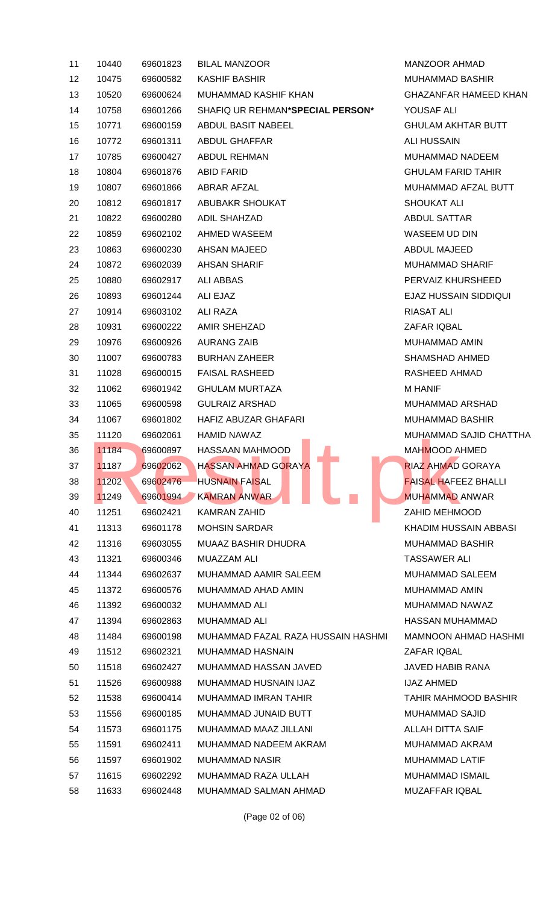| | | | | |
|---|---|---|---|---|
| 11 | 10440 | 69601823 | BILAL MANZOOR | MANZOOR AHMAD |
| 12 | 10475 | 69600582 | KASHIF BASHIR | MUHAMMAD BASHIR |
| 13 | 10520 | 69600624 | MUHAMMAD KASHIF KHAN | GHAZANFAR HAMEED KHAN |
| 14 | 10758 | 69601266 | SHAFIQ UR REHMAN**\*SPECIAL PERSON\*** | YOUSAF ALI |
| 15 | 10771 | 69600159 | ABDUL BASIT NABEEL | GHULAM AKHTAR BUTT |
| 16 | 10772 | 69601311 | ABDUL GHAFFAR | ALI HUSSAIN |
| 17 | 10785 | 69600427 | ABDUL REHMAN | MUHAMMAD NADEEM |
| 18 | 10804 | 69601876 | ABID FARID | GHULAM FARID TAHIR |
| 19 | 10807 | 69601866 | ABRAR AFZAL | MUHAMMAD AFZAL BUTT |
| 20 | 10812 | 69601817 | ABUBAKR SHOUKAT | SHOUKAT ALI |
| 21 | 10822 | 69600280 | ADIL SHAHZAD | ABDUL SATTAR |
| 22 | 10859 | 69602102 | AHMED WASEEM | WASEEM UD DIN |
| 23 | 10863 | 69600230 | AHSAN MAJEED | ABDUL MAJEED |
| 24 | 10872 | 69602039 | AHSAN SHARIF | MUHAMMAD SHARIF |
| 25 | 10880 | 69602917 | ALI ABBAS | PERVAIZ KHURSHEED |
| 26 | 10893 | 69601244 | ALI EJAZ | EJAZ HUSSAIN SIDDIQUI |
| 27 | 10914 | 69603102 | ALI RAZA | RIASAT ALI |
| 28 | 10931 | 69600222 | AMIR SHEHZAD | ZAFAR IQBAL |
| 29 | 10976 | 69600926 | AURANG ZAIB | MUHAMMAD AMIN |
| 30 | 11007 | 69600783 | BURHAN ZAHEER | SHAMSHAD AHMED |
| 31 | 11028 | 69600015 | FAISAL RASHEED | RASHEED AHMAD |
| 32 | 11062 | 69601942 | GHULAM MURTAZA | M HANIF |
| 33 | 11065 | 69600598 | GULRAIZ ARSHAD | MUHAMMAD ARSHAD |
| 34 | 11067 | 69601802 | HAFIZ ABUZAR GHAFARI | MUHAMMAD BASHIR |
| 35 | 11120 | 69602061 | HAMID NAWAZ | MUHAMMAD SAJID CHATTHA |
| 36 | 11184 | 69600897 | HASSAAN MAHMOOD | MAHMOOD AHMED |
| 37 | 11187 | 69602062 | HASSAN AHMAD GORAYA | RIAZ AHMAD GORAYA |
| 38 | 11202 | 69602476 | HUSNAIN FAISAL | FAISAL HAFEEZ BHALLI |
| 39 | 11249 | 69601994 | KAMRAN ANWAR | MUHAMMAD ANWAR |
| 40 | 11251 | 69602421 | KAMRAN ZAHID | ZAHID MEHMOOD |
| 41 | 11313 | 69601178 | MOHSIN SARDAR | KHADIM HUSSAIN ABBASI |
| 42 | 11316 | 69603055 | MUAAZ BASHIR DHUDRA | MUHAMMAD BASHIR |
| 43 | 11321 | 69600346 | MUAZZAM ALI | TASSAWER ALI |
| 44 | 11344 | 69602637 | MUHAMMAD AAMIR SALEEM | MUHAMMAD SALEEM |
| 45 | 11372 | 69600576 | MUHAMMAD AHAD AMIN | MUHAMMAD AMIN |
| 46 | 11392 | 69600032 | MUHAMMAD ALI | MUHAMMAD NAWAZ |
| 47 | 11394 | 69602863 | MUHAMMAD ALI | HASSAN MUHAMMAD |
| 48 | 11484 | 69600198 | MUHAMMAD FAZAL RAZA HUSSAIN HASHMI | MAMNOON AHMAD HASHMI |
| 49 | 11512 | 69602321 | MUHAMMAD HASNAIN | ZAFAR IQBAL |
| 50 | 11518 | 69602427 | MUHAMMAD HASSAN JAVED | JAVED HABIB RANA |
| 51 | 11526 | 69600988 | MUHAMMAD HUSNAIN IJAZ | IJAZ AHMED |
| 52 | 11538 | 69600414 | MUHAMMAD IMRAN TAHIR | TAHIR MAHMOOD BASHIR |
| 53 | 11556 | 69600185 | MUHAMMAD JUNAID BUTT | MUHAMMAD SAJID |
| 54 | 11573 | 69601175 | MUHAMMAD MAAZ JILLANI | ALLAH DITTA SAIF |
| 55 | 11591 | 69602411 | MUHAMMAD NADEEM AKRAM | MUHAMMAD AKRAM |
| 56 | 11597 | 69601902 | MUHAMMAD NASIR | MUHAMMAD LATIF |
| 57 | 11615 | 69602292 | MUHAMMAD RAZA ULLAH | MUHAMMAD ISMAIL |
| 58 | 11633 | 69602448 | MUHAMMAD SALMAN AHMAD | MUZAFFAR IQBAL |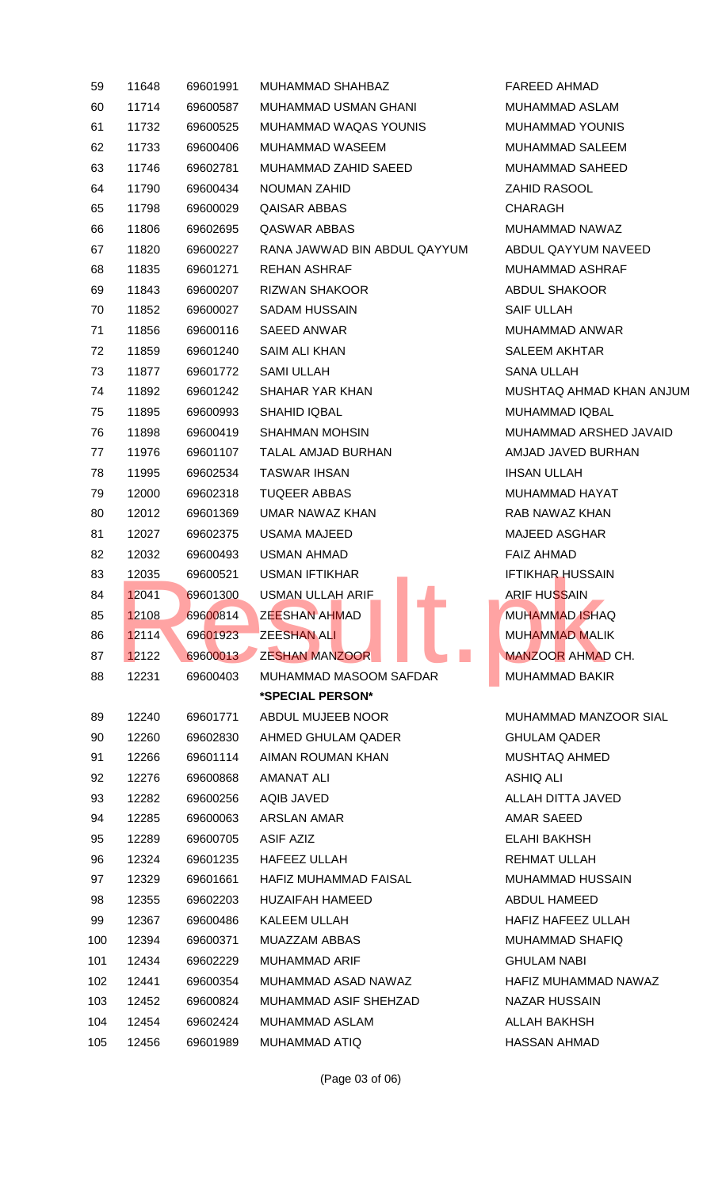| | | | | |
|---|---|---|---|---|
| 59 | 11648 | 69601991 | MUHAMMAD SHAHBAZ | FAREED AHMAD |
| 60 | 11714 | 69600587 | MUHAMMAD USMAN GHANI | MUHAMMAD ASLAM |
| 61 | 11732 | 69600525 | MUHAMMAD WAQAS YOUNIS | MUHAMMAD YOUNIS |
| 62 | 11733 | 69600406 | MUHAMMAD WASEEM | MUHAMMAD SALEEM |
| 63 | 11746 | 69602781 | MUHAMMAD ZAHID SAEED | MUHAMMAD SAHEED |
| 64 | 11790 | 69600434 | NOUMAN ZAHID | ZAHID RASOOL |
| 65 | 11798 | 69600029 | QAISAR ABBAS | CHARAGH |
| 66 | 11806 | 69602695 | QASWAR ABBAS | MUHAMMAD NAWAZ |
| 67 | 11820 | 69600227 | RANA JAWWAD BIN ABDUL QAYYUM | ABDUL QAYYUM NAVEED |
| 68 | 11835 | 69601271 | REHAN ASHRAF | MUHAMMAD ASHRAF |
| 69 | 11843 | 69600207 | RIZWAN SHAKOOR | ABDUL SHAKOOR |
| 70 | 11852 | 69600027 | SADAM HUSSAIN | SAIF ULLAH |
| 71 | 11856 | 69600116 | SAEED ANWAR | MUHAMMAD ANWAR |
| 72 | 11859 | 69601240 | SAIM ALI KHAN | SALEEM AKHTAR |
| 73 | 11877 | 69601772 | SAMI ULLAH | SANA ULLAH |
| 74 | 11892 | 69601242 | SHAHAR YAR KHAN | MUSHTAQ AHMAD KHAN ANJUM |
| 75 | 11895 | 69600993 | SHAHID IQBAL | MUHAMMAD IQBAL |
| 76 | 11898 | 69600419 | SHAHMAN MOHSIN | MUHAMMAD ARSHED JAVAID |
| 77 | 11976 | 69601107 | TALAL AMJAD BURHAN | AMJAD JAVED BURHAN |
| 78 | 11995 | 69602534 | TASWAR IHSAN | IHSAN ULLAH |
| 79 | 12000 | 69602318 | TUQEER ABBAS | MUHAMMAD HAYAT |
| 80 | 12012 | 69601369 | UMAR NAWAZ KHAN | RAB NAWAZ KHAN |
| 81 | 12027 | 69602375 | USAMA MAJEED | MAJEED ASGHAR |
| 82 | 12032 | 69600493 | USMAN AHMAD | FAIZ AHMAD |
| 83 | 12035 | 69600521 | USMAN IFTIKHAR | IFTIKHAR HUSSAIN |
| 84 | 12041 | 69601300 | USMAN ULLAH ARIF | ARIF HUSSAIN |
| 85 | 12108 | 69600814 | ZEESHAN AHMAD | MUHAMMAD ISHAQ |
| 86 | 12114 | 69601923 | ZEESHAN ALI | MUHAMMAD MALIK |
| 87 | 12122 | 69600013 | ZESHAN MANZOOR | MANZOOR AHMAD CH. |
| 88 | 12231 | 69600403 | MUHAMMAD MASOOM SAFDAR | MUHAMMAD BAKIR |
| | | | **\*SPECIAL PERSON\*** | |
| 89 | 12240 | 69601771 | ABDUL MUJEEB NOOR | MUHAMMAD MANZOOR SIAL |
| 90 | 12260 | 69602830 | AHMED GHULAM QADER | GHULAM QADER |
| 91 | 12266 | 69601114 | AIMAN ROUMAN KHAN | MUSHTAQ AHMED |
| 92 | 12276 | 69600868 | AMANAT ALI | ASHIQ ALI |
| 93 | 12282 | 69600256 | AQIB JAVED | ALLAH DITTA JAVED |
| 94 | 12285 | 69600063 | ARSLAN AMAR | AMAR SAEED |
| 95 | 12289 | 69600705 | ASIF AZIZ | ELAHI BAKHSH |
| 96 | 12324 | 69601235 | HAFEEZ ULLAH | REHMAT ULLAH |
| 97 | 12329 | 69601661 | HAFIZ MUHAMMAD FAISAL | MUHAMMAD HUSSAIN |
| 98 | 12355 | 69602203 | HUZAIFAH HAMEED | ABDUL HAMEED |
| 99 | 12367 | 69600486 | KALEEM ULLAH | HAFIZ HAFEEZ ULLAH |
| 100 | 12394 | 69600371 | MUAZZAM ABBAS | MUHAMMAD SHAFIQ |
| 101 | 12434 | 69602229 | MUHAMMAD ARIF | GHULAM NABI |
| 102 | 12441 | 69600354 | MUHAMMAD ASAD NAWAZ | HAFIZ MUHAMMAD NAWAZ |
| 103 | 12452 | 69600824 | MUHAMMAD ASIF SHEHZAD | NAZAR HUSSAIN |
| 104 | 12454 | 69602424 | MUHAMMAD ASLAM | ALLAH BAKHSH |
| 105 | 12456 | 69601989 | MUHAMMAD ATIQ | HASSAN AHMAD |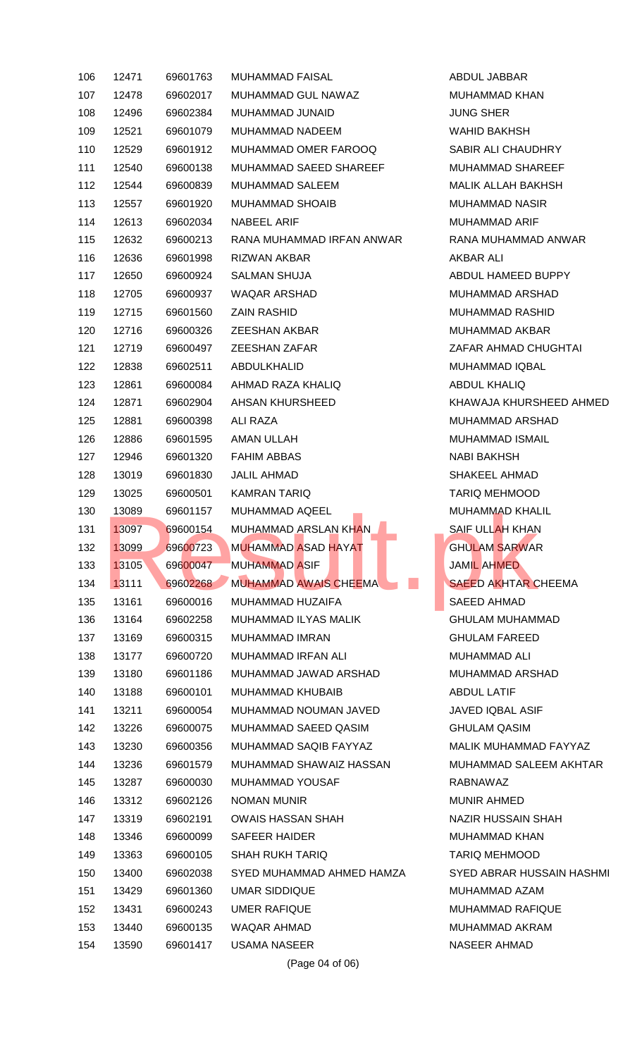| | | | | |
|---|---|---|---|---|
| 106 | 12471 | 69601763 | MUHAMMAD FAISAL | ABDUL JABBAR |
| 107 | 12478 | 69602017 | MUHAMMAD GUL NAWAZ | MUHAMMAD KHAN |
| 108 | 12496 | 69602384 | MUHAMMAD JUNAID | JUNG SHER |
| 109 | 12521 | 69601079 | MUHAMMAD NADEEM | WAHID BAKHSH |
| 110 | 12529 | 69601912 | MUHAMMAD OMER FAROOQ | SABIR ALI CHAUDHRY |
| 111 | 12540 | 69600138 | MUHAMMAD SAEED SHAREEF | MUHAMMAD SHAREEF |
| 112 | 12544 | 69600839 | MUHAMMAD SALEEM | MALIK ALLAH BAKHSH |
| 113 | 12557 | 69601920 | MUHAMMAD SHOAIB | MUHAMMAD NASIR |
| 114 | 12613 | 69602034 | NABEEL ARIF | MUHAMMAD ARIF |
| 115 | 12632 | 69600213 | RANA MUHAMMAD IRFAN ANWAR | RANA MUHAMMAD ANWAR |
| 116 | 12636 | 69601998 | RIZWAN AKBAR | AKBAR ALI |
| 117 | 12650 | 69600924 | SALMAN SHUJA | ABDUL HAMEED BUPPY |
| 118 | 12705 | 69600937 | WAQAR ARSHAD | MUHAMMAD ARSHAD |
| 119 | 12715 | 69601560 | ZAIN RASHID | MUHAMMAD RASHID |
| 120 | 12716 | 69600326 | ZEESHAN AKBAR | MUHAMMAD AKBAR |
| 121 | 12719 | 69600497 | ZEESHAN ZAFAR | ZAFAR AHMAD CHUGHTAI |
| 122 | 12838 | 69602511 | ABDULKHALID | MUHAMMAD IQBAL |
| 123 | 12861 | 69600084 | AHMAD RAZA KHALIQ | ABDUL KHALIQ |
| 124 | 12871 | 69602904 | AHSAN KHURSHEED | KHAWAJA KHURSHEED AHMED |
| 125 | 12881 | 69600398 | ALI RAZA | MUHAMMAD ARSHAD |
| 126 | 12886 | 69601595 | AMAN ULLAH | MUHAMMAD ISMAIL |
| 127 | 12946 | 69601320 | FAHIM ABBAS | NABI BAKHSH |
| 128 | 13019 | 69601830 | JALIL AHMAD | SHAKEEL AHMAD |
| 129 | 13025 | 69600501 | KAMRAN TARIQ | TARIQ MEHMOOD |
| 130 | 13089 | 69601157 | MUHAMMAD AQEEL | MUHAMMAD KHALIL |
| 131 | 13097 | 69600154 | MUHAMMAD ARSLAN KHAN | SAIF ULLAH KHAN |
| 132 | 13099 | 69600723 | MUHAMMAD ASAD HAYAT | GHULAM SARWAR |
| 133 | 13105 | 69600047 | MUHAMMAD ASIF | JAMIL AHMED |
| 134 | 13111 | 69602268 | MUHAMMAD AWAIS CHEEMA | SAEED AKHTAR CHEEMA |
| 135 | 13161 | 69600016 | MUHAMMAD HUZAIFA | SAEED AHMAD |
| 136 | 13164 | 69602258 | MUHAMMAD ILYAS MALIK | GHULAM MUHAMMAD |
| 137 | 13169 | 69600315 | MUHAMMAD IMRAN | GHULAM FAREED |
| 138 | 13177 | 69600720 | MUHAMMAD IRFAN ALI | MUHAMMAD ALI |
| 139 | 13180 | 69601186 | MUHAMMAD JAWAD ARSHAD | MUHAMMAD ARSHAD |
| 140 | 13188 | 69600101 | MUHAMMAD KHUBAIB | ABDUL LATIF |
| 141 | 13211 | 69600054 | MUHAMMAD NOUMAN JAVED | JAVED IQBAL ASIF |
| 142 | 13226 | 69600075 | MUHAMMAD SAEED QASIM | GHULAM QASIM |
| 143 | 13230 | 69600356 | MUHAMMAD SAQIB FAYYAZ | MALIK MUHAMMAD FAYYAZ |
| 144 | 13236 | 69601579 | MUHAMMAD SHAWAIZ HASSAN | MUHAMMAD SALEEM AKHTAR |
| 145 | 13287 | 69600030 | MUHAMMAD YOUSAF | RABNAWAZ |
| 146 | 13312 | 69602126 | NOMAN MUNIR | MUNIR AHMED |
| 147 | 13319 | 69602191 | OWAIS HASSAN SHAH | NAZIR HUSSAIN SHAH |
| 148 | 13346 | 69600099 | SAFEER HAIDER | MUHAMMAD KHAN |
| 149 | 13363 | 69600105 | SHAH RUKH TARIQ | TARIQ MEHMOOD |
| 150 | 13400 | 69602038 | SYED MUHAMMAD AHMED HAMZA | SYED ABRAR HUSSAIN HASHMI |
| 151 | 13429 | 69601360 | UMAR SIDDIQUE | MUHAMMAD AZAM |
| 152 | 13431 | 69600243 | UMER RAFIQUE | MUHAMMAD RAFIQUE |
| 153 | 13440 | 69600135 | WAQAR AHMAD | MUHAMMAD AKRAM |
| 154 | 13590 | 69601417 | USAMA NASEER | NASEER AHMAD |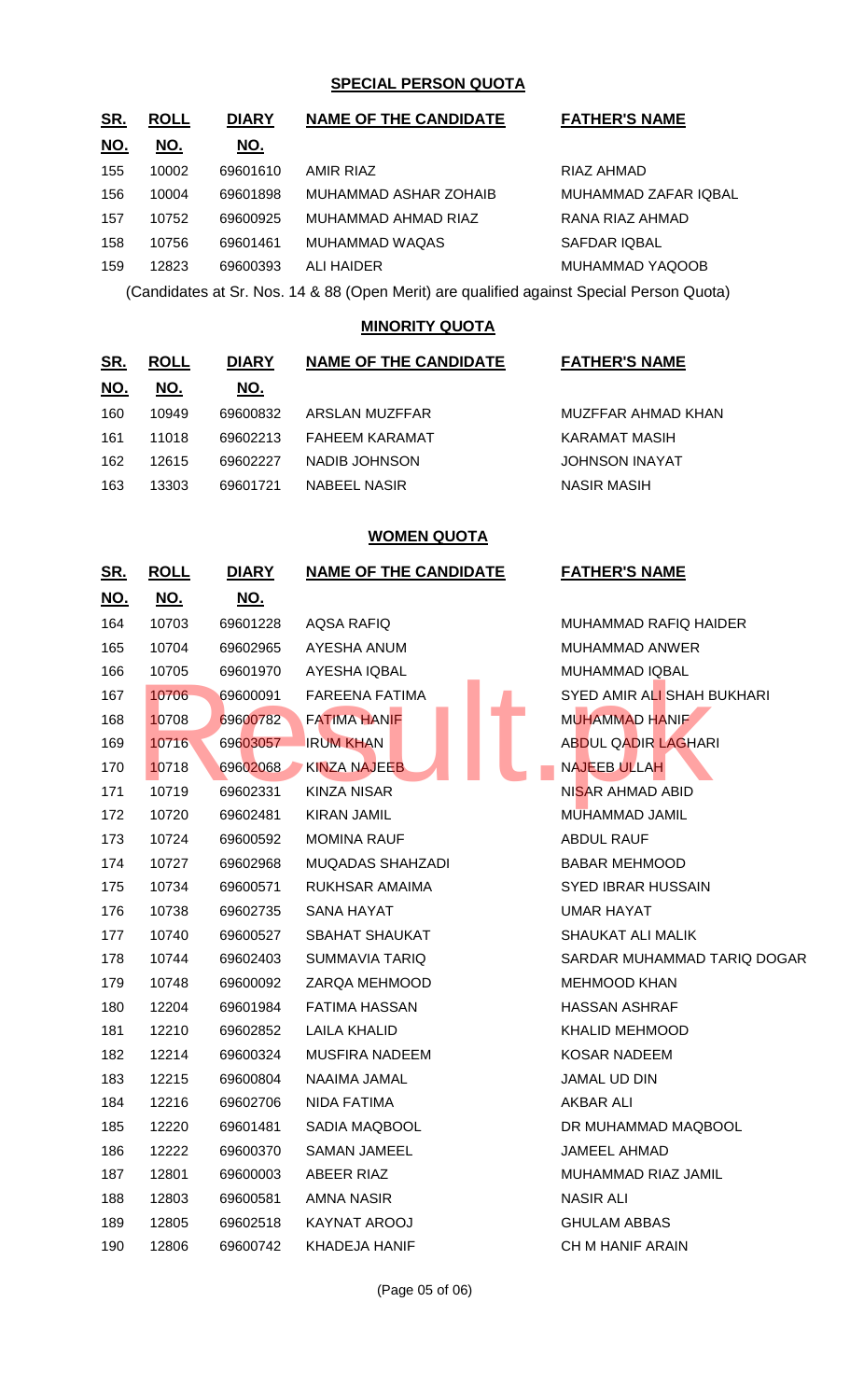## SPECIAL PERSON QUOTA

| SR. NO. | ROLL NO. | DIARY NO. | NAME OF THE CANDIDATE | FATHER'S NAME |
|---|---|---|---|---|
| 155 | 10002 | 69601610 | AMIR RIAZ | RIAZ AHMAD |
| 156 | 10004 | 69601898 | MUHAMMAD ASHAR ZOHAIB | MUHAMMAD ZAFAR IQBAL |
| 157 | 10752 | 69600925 | MUHAMMAD AHMAD RIAZ | RANA RIAZ AHMAD |
| 158 | 10756 | 69601461 | MUHAMMAD WAQAS | SAFDAR IQBAL |
| 159 | 12823 | 69600393 | ALI HAIDER | MUHAMMAD YAQOOB |

(Candidates at Sr. Nos. 14 & 88 (Open Merit) are qualified against Special Person Quota)

## MINORITY QUOTA

| SR. NO. | ROLL NO. | DIARY NO. | NAME OF THE CANDIDATE | FATHER'S NAME |
|---|---|---|---|---|
| 160 | 10949 | 69600832 | ARSLAN MUZFFAR | MUZFFAR AHMAD KHAN |
| 161 | 11018 | 69602213 | FAHEEM KARAMAT | KARAMAT MASIH |
| 162 | 12615 | 69602227 | NADIB JOHNSON | JOHNSON INAYAT |
| 163 | 13303 | 69601721 | NABEEL NASIR | NASIR MASIH |

## WOMEN QUOTA

| SR. NO. | ROLL NO. | DIARY NO. | NAME OF THE CANDIDATE | FATHER'S NAME |
|---|---|---|---|---|
| 164 | 10703 | 69601228 | AQSA RAFIQ | MUHAMMAD RAFIQ HAIDER |
| 165 | 10704 | 69602965 | AYESHA ANUM | MUHAMMAD ANWER |
| 166 | 10705 | 69601970 | AYESHA IQBAL | MUHAMMAD IQBAL |
| 167 | 10706 | 69600091 | FAREENA FATIMA | SYED AMIR ALI SHAH BUKHARI |
| 168 | 10708 | 69600782 | FATIMA HANIF | MUHAMMAD HANIF |
| 169 | 10716 | 69603057 | IRUM KHAN | ABDUL QADIR LAGHARI |
| 170 | 10718 | 69602068 | KINZA NAJEEB | NAJEEB ULLAH |
| 171 | 10719 | 69602331 | KINZA NISAR | NISAR AHMAD ABID |
| 172 | 10720 | 69602481 | KIRAN JAMIL | MUHAMMAD JAMIL |
| 173 | 10724 | 69600592 | MOMINA RAUF | ABDUL RAUF |
| 174 | 10727 | 69602968 | MUQADAS SHAHZADI | BABAR MEHMOOD |
| 175 | 10734 | 69600571 | RUKHSAR AMAIMA | SYED IBRAR HUSSAIN |
| 176 | 10738 | 69602735 | SANA HAYAT | UMAR HAYAT |
| 177 | 10740 | 69600527 | SBAHAT SHAUKAT | SHAUKAT ALI MALIK |
| 178 | 10744 | 69602403 | SUMMAVIA TARIQ | SARDAR MUHAMMAD TARIQ DOGAR |
| 179 | 10748 | 69600092 | ZARQA MEHMOOD | MEHMOOD KHAN |
| 180 | 12204 | 69601984 | FATIMA HASSAN | HASSAN ASHRAF |
| 181 | 12210 | 69602852 | LAILA KHALID | KHALID MEHMOOD |
| 182 | 12214 | 69600324 | MUSFIRA NADEEM | KOSAR NADEEM |
| 183 | 12215 | 69600804 | NAAIMA JAMAL | JAMAL UD DIN |
| 184 | 12216 | 69602706 | NIDA FATIMA | AKBAR ALI |
| 185 | 12220 | 69601481 | SADIA MAQBOOL | DR MUHAMMAD MAQBOOL |
| 186 | 12222 | 69600370 | SAMAN JAMEEL | JAMEEL AHMAD |
| 187 | 12801 | 69600003 | ABEER RIAZ | MUHAMMAD RIAZ JAMIL |
| 188 | 12803 | 69600581 | AMNA NASIR | NASIR ALI |
| 189 | 12805 | 69602518 | KAYNAT AROOJ | GHULAM ABBAS |
| 190 | 12806 | 69600742 | KHADEJA HANIF | CH M HANIF ARAIN |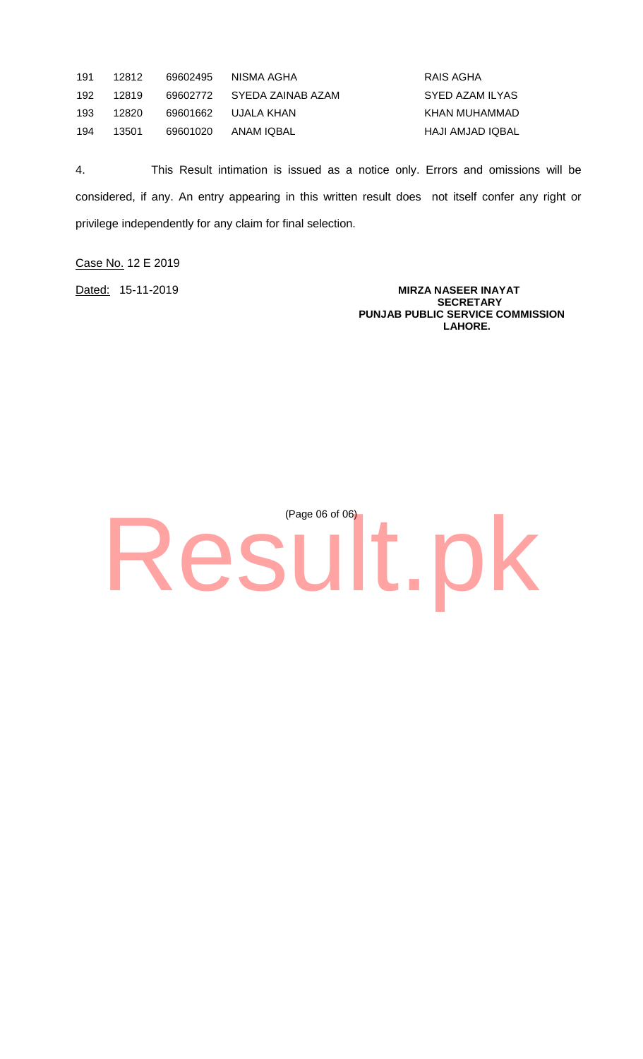| | | | | |
|---|---|---|---|---|
| 191 | 12812 | 69602495 | NISMA AGHA | RAIS AGHA |
| 192 | 12819 | 69602772 | SYEDA ZAINAB AZAM | SYED AZAM ILYAS |
| 193 | 12820 | 69601662 | UJALA KHAN | KHAN MUHAMMAD |
| 194 | 13501 | 69601020 | ANAM IQBAL | HAJI AMJAD IQBAL |

4. This Result intimation is issued as a notice only. Errors and omissions will be considered, if any. An entry appearing in this written result does not itself confer any right or privilege independently for any claim for final selection.

Case No. 12 E 2019

Dated: 15-11-2019

**MIRZA NASEER INAYAT**
**SECRETARY**
**PUNJAB PUBLIC SERVICE COMMISSION**
**LAHORE.**

Result.pk